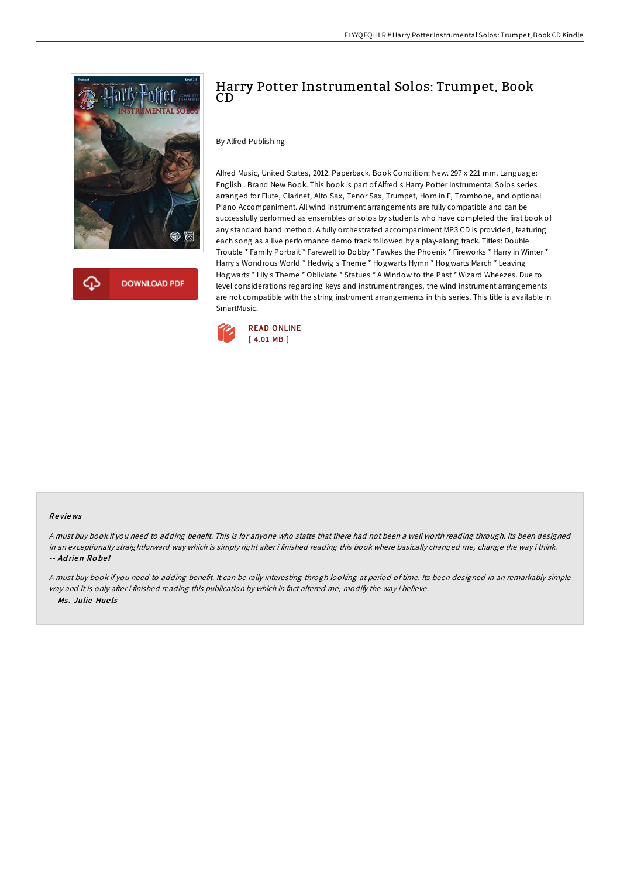# Harry Potter Instrumental Solos: Trumpet, Book CD

DOWNLOAD PDF

By Alfred Publishing

Alfred Music, United States, 2012. Paperback. Book Condition: New. 297 x 221 mm. Language: English . Brand New Book. This book is part of Alfred s Harry Potter Instrumental Solos series arranged for Flute, Clarinet, Alto Sax, Tenor Sax, Trumpet, Horn in F, Trombone, and optional Piano Accompaniment. All wind instrument arrangements are fully compatible and can be successfully performed as ensembles or solos by students who have completed the first book of any standard band method. A fully orchestrated accompaniment MP3 CD is provided, featuring each song as a live performance demo track followed by a play-along track. Titles: Double Trouble * Family Portrait * Farewell to Dobby * Fawkes the Phoenix * Fireworks * Harry in Winter * Harry s Wondrous World * Hedwig s Theme * Hogwarts Hymn * Hogwarts March * Leaving Hogwarts * Lily s Theme * Obliviate * Statues * A Window to the Past * Wizard Wheezes. Due to level considerations regarding keys and instrument ranges, the wind instrument arrangements are not compatible with the string instrument arrangements in this series. This title is available in SmartMusic.

READ ONLINE
[ 4.01 MB ]

## Reviews

*A must buy book if you need to adding benefit. This is for anyone who statte that there had not been a well worth reading through. Its been designed in an exceptionally straightforward way which is simply right after i finished reading this book where basically changed me, change the way i think.*
-- ***Adrien Robel***

*A must buy book if you need to adding benefit. It can be rally interesting throgh looking at period of time. Its been designed in an remarkably simple way and it is only after i finished reading this publication by which in fact altered me, modify the way i believe.*
-- ***Ms. Julie Huels***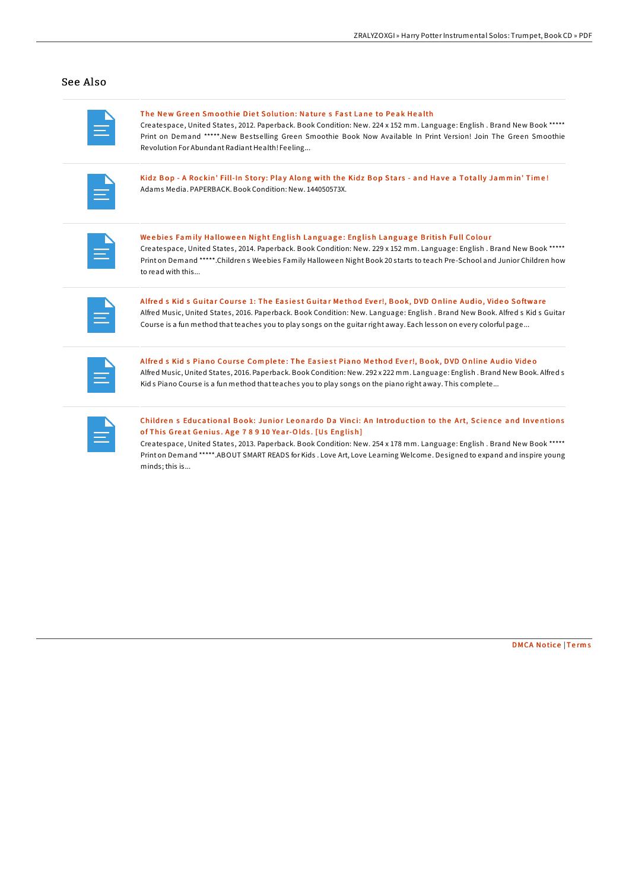## See Also

**The New Green Smoothie Diet Solution: Nature s Fast Lane to Peak Health**

Createspace, United States, 2012. Paperback. Book Condition: New. 224 x 152 mm. Language: English . Brand New Book ***** Print on Demand *****.New Bestselling Green Smoothie Book Now Available In Print Version! Join The Green Smoothie Revolution For Abundant Radiant Health! Feeling...

**Kidz Bop - A Rockin' Fill-In Story: Play Along with the Kidz Bop Stars - and Have a Totally Jammin' Time!**

Adams Media. PAPERBACK. Book Condition: New. 144050573X.

**Weebies Family Halloween Night English Language: English Language British Full Colour**

Createspace, United States, 2014. Paperback. Book Condition: New. 229 x 152 mm. Language: English . Brand New Book ***** Print on Demand *****.Children s Weebies Family Halloween Night Book 20 starts to teach Pre-School and Junior Children how to read with this...

**Alfred s Kid s Guitar Course 1: The Easiest Guitar Method Ever!, Book, DVD Online Audio, Video Software**

Alfred Music, United States, 2016. Paperback. Book Condition: New. Language: English . Brand New Book. Alfred s Kid s Guitar Course is a fun method that teaches you to play songs on the guitar right away. Each lesson on every colorful page...

**Alfred s Kid s Piano Course Complete: The Easiest Piano Method Ever!, Book, DVD Online Audio Video**

Alfred Music, United States, 2016. Paperback. Book Condition: New. 292 x 222 mm. Language: English . Brand New Book. Alfred s Kid s Piano Course is a fun method that teaches you to play songs on the piano right away. This complete...

**Children s Educational Book: Junior Leonardo Da Vinci: An Introduction to the Art, Science and Inventions of This Great Genius. Age 7 8 9 10 Year-Olds. [Us English]**

Createspace, United States, 2013. Paperback. Book Condition: New. 254 x 178 mm. Language: English . Brand New Book ***** Print on Demand *****.ABOUT SMART READS for Kids . Love Art, Love Learning Welcome. Designed to expand and inspire young minds; this is...